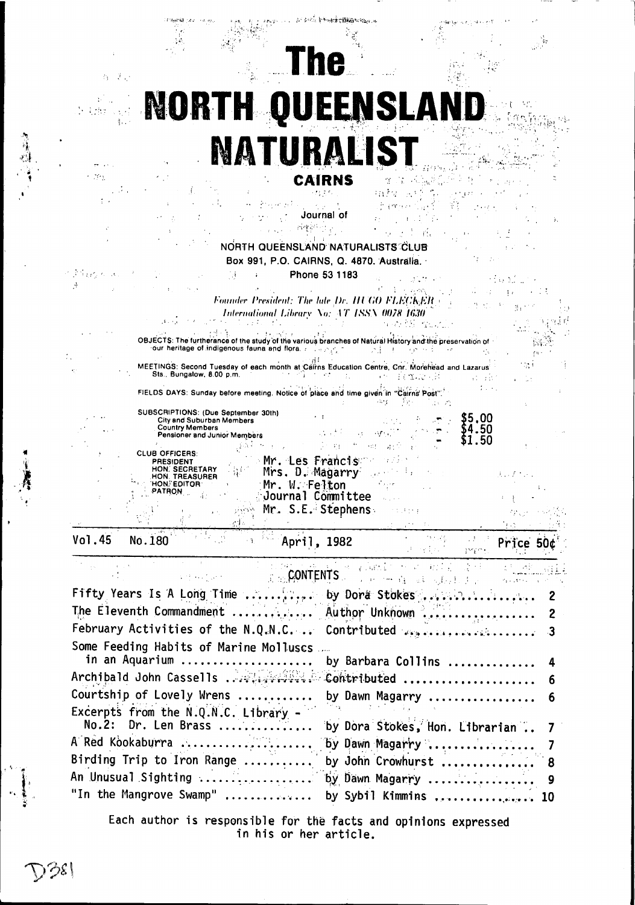# The NORTH QUEENSLAND NATURALIST

## CAIRNS

Journal of

NORTH QUEENSLAND NATURALISTS CLUB

Box 991, P.O. CAIRNS, Q. 4870. Australia.

Phone 53 1183

*Founder President: The late Dr. HUGO FLECKER*

*International Library No: AT ISSN 0078 1630*

OBJECTS: The furtherance of the study of the various branches of Natural History and the preservation of our heritage of indigenous fauna and flora.

MEETINGS: Second Tuesday of each month at Cairns Education Centre, Cnr. Morehead and Lazarus Sts., Bungalow, 8.00 p.m.

FIELDS DAYS: Sunday before meeting. Notice of place and time given in "Cairns Post".

SUBSCRIPTIONS: (Due September 30th)

| | |
|---|---|
| City and Suburban Members | $5.00 |
| Country Members | $4.50 |
| Pensioner and Junior Members | $1.50 |

CLUB OFFICERS:

| | |
|---|---|
| PRESIDENT | Mr. Les Francis |
| HON. SECRETARY | |
| HON. TREASURER | Mrs. D. Magarry |
| HON. EDITOR | Mr. W. Felton |
| PATRON | Journal Committee |
| | Mr. S.E. Stephens |

Vol.45 No.180 April, 1982 Price 50¢

## CONTENTS

| | | |
|---|---|---|
| Fifty Years Is A Long Time | by Dora Stokes | 2 |
| The Eleventh Commandment | Author Unknown | 2 |
| February Activities of the N.Q.N.C. | Contributed | 3 |
| Some Feeding Habits of Marine Molluscs in an Aquarium | by Barbara Collins | 4 |
| Archibald John Cassells | Contributed | 6 |
| Courtship of Lovely Wrens | by Dawn Magarry | 6 |
| Excerpts from the N.Q.N.C. Library - No.2: Dr. Len Brass | by Dora Stokes, Hon. Librarian | 7 |
| A Red Kookaburra | by Dawn Magarry | 7 |
| Birding Trip to Iron Range | by John Crowhurst | 8 |
| An Unusual Sighting | by Dawn Magarry | 9 |
| "In the Mangrove Swamp" | by Sybil Kimmins | 10 |

Each author is responsible for the facts and opinions expressed in his or her article.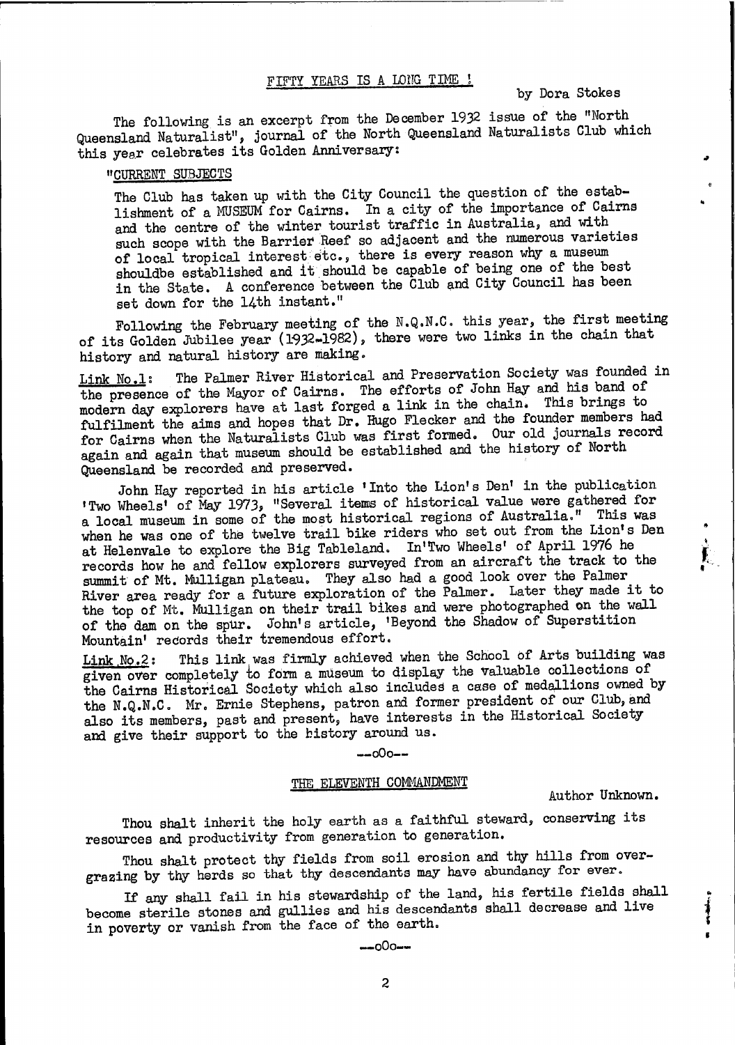## FIFTY YEARS IS A LONG TIME !

by Dora Stokes

The following is an excerpt from the December 1932 issue of the "North Queensland Naturalist", journal of the North Queensland Naturalists Club which this year celebrates its Golden Anniversary:

> "CURRENT SUBJECTS
>
> The Club has taken up with the City Council the question of the establishment of a MUSEUM for Cairns. In a city of the importance of Cairns and the centre of the winter tourist traffic in Australia, and with such scope with the Barrier Reef so adjacent and the numerous varieties of local tropical interest etc., there is every reason why a museum shouldbe established and it should be capable of being one of the best in the State. A conference between the Club and City Council has been set down for the 14th instant."

Following the February meeting of the N.Q.N.C. this year, the first meeting of its Golden Jubilee year (1932-1982), there were two links in the chain that history and natural history are making.

Link No.1: The Palmer River Historical and Preservation Society was founded in the presence of the Mayor of Cairns. The efforts of John Hay and his band of modern day explorers have at last forged a link in the chain. This brings to fulfilment the aims and hopes that Dr. Hugo Flecker and the founder members had for Cairns when the Naturalists Club was first formed. Our old journals record again and again that museum should be established and the history of North Queensland be recorded and preserved.

John Hay reported in his article 'Into the Lion's Den' in the publication 'Two Wheels' of May 1973, "Several items of historical value were gathered for a local museum in some of the most historical regions of Australia." This was when he was one of the twelve trail bike riders who set out from the Lion's Den at Helenvale to explore the Big Tableland. In'Two Wheels' of April 1976 he records how he and fellow explorers surveyed from an aircraft the track to the summit of Mt. Mulligan plateau. They also had a good look over the Palmer River area ready for a future exploration of the Palmer. Later they made it to the top of Mt. Mulligan on their trail bikes and were photographed on the wall of the dam on the spur. John's article, 'Beyond the Shadow of Superstition Mountain' records their tremendous effort.

Link No.2: This link was firmly achieved when the School of Arts building was given over completely to form a museum to display the valuable collections of the Cairns Historical Society which also includes a case of medallions owned by the N.Q.N.C. Mr. Ernie Stephens, patron and former president of our Club, and also its members, past and present, have interests in the Historical Society and give their support to the history around us.

--oOo--

## THE ELEVENTH COMMANDMENT

Author Unknown.

Thou shalt inherit the holy earth as a faithful steward, conserving its resources and productivity from generation to generation.

Thou shalt protect thy fields from soil erosion and thy hills from overgrazing by thy herds so that thy descendants may have abundancy for ever.

If any shall fail in his stewardship of the land, his fertile fields shall become sterile stones and gullies and his descendants shall decrease and live in poverty or vanish from the face of the earth.

--oOo--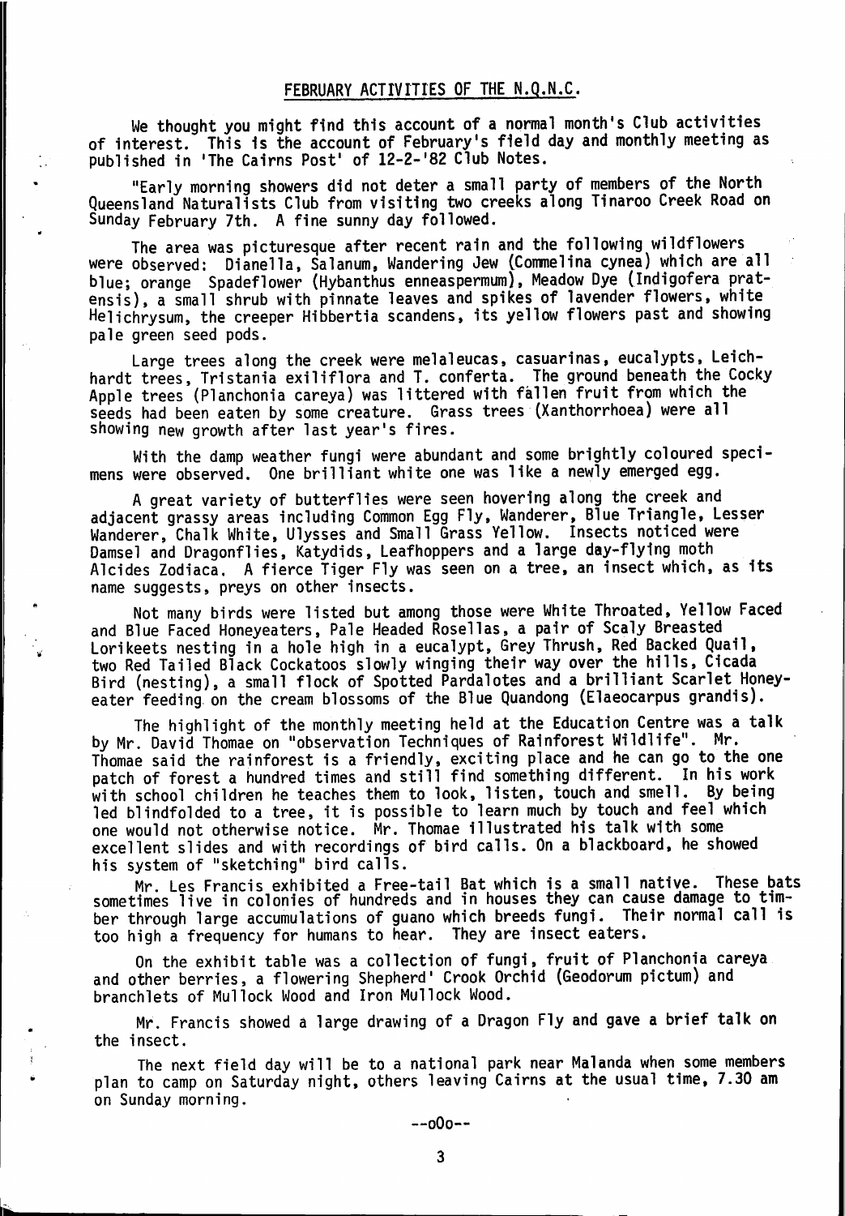## FEBRUARY ACTIVITIES OF THE N.Q.N.C.

We thought you might find this account of a normal month's Club activities of interest. This is the account of February's field day and monthly meeting as published in 'The Cairns Post' of 12-2-'82 Club Notes.

"Early morning showers did not deter a small party of members of the North Queensland Naturalists Club from visiting two creeks along Tinaroo Creek Road on Sunday February 7th. A fine sunny day followed.

The area was picturesque after recent rain and the following wildflowers were observed: Dianella, Salanum, Wandering Jew (Commelina cynea) which are all blue; orange Spadeflower (Hybanthus enneaspermum), Meadow Dye (Indigofera pratensis), a small shrub with pinnate leaves and spikes of lavender flowers, white Helichrysum, the creeper Hibbertia scandens, its yellow flowers past and showing pale green seed pods.

Large trees along the creek were melaleucas, casuarinas, eucalypts, Leichhardt trees, Tristania exiliflora and T. conferta. The ground beneath the Cocky Apple trees (Planchonia careya) was littered with fallen fruit from which the seeds had been eaten by some creature. Grass trees (Xanthorrhoea) were all showing new growth after last year's fires.

With the damp weather fungi were abundant and some brightly coloured specimens were observed. One brilliant white one was like a newly emerged egg.

A great variety of butterflies were seen hovering along the creek and adjacent grassy areas including Common Egg Fly, Wanderer, Blue Triangle, Lesser Wanderer, Chalk White, Ulysses and Small Grass Yellow. Insects noticed were Damsel and Dragonflies, Katydids, Leafhoppers and a large day-flying moth Alcides Zodiaca. A fierce Tiger Fly was seen on a tree, an insect which, as its name suggests, preys on other insects.

Not many birds were listed but among those were White Throated, Yellow Faced and Blue Faced Honeyeaters, Pale Headed Rosellas, a pair of Scaly Breasted Lorikeets nesting in a hole high in a eucalypt, Grey Thrush, Red Backed Quail, two Red Tailed Black Cockatoos slowly winging their way over the hills, Cicada Bird (nesting), a small flock of Spotted Pardalotes and a brilliant Scarlet Honeyeater feeding on the cream blossoms of the Blue Quandong (Elaeocarpus grandis).

The highlight of the monthly meeting held at the Education Centre was a talk by Mr. David Thomae on "observation Techniques of Rainforest Wildlife". Mr. Thomae said the rainforest is a friendly, exciting place and he can go to the one patch of forest a hundred times and still find something different. In his work with school children he teaches them to look, listen, touch and smell. By being led blindfolded to a tree, it is possible to learn much by touch and feel which one would not otherwise notice. Mr. Thomae illustrated his talk with some excellent slides and with recordings of bird calls. On a blackboard, he showed his system of "sketching" bird calls.

Mr. Les Francis exhibited a Free-tail Bat which is a small native. These bats sometimes live in colonies of hundreds and in houses they can cause damage to timber through large accumulations of guano which breeds fungi. Their normal call is too high a frequency for humans to hear. They are insect eaters.

On the exhibit table was a collection of fungi, fruit of Planchonia careya and other berries, a flowering Shepherd' Crook Orchid (Geodorum pictum) and branchlets of Mullock Wood and Iron Mullock Wood.

Mr. Francis showed a large drawing of a Dragon Fly and gave a brief talk on the insect.

The next field day will be to a national park near Malanda when some members plan to camp on Saturday night, others leaving Cairns at the usual time, 7.30 am on Sunday morning.

--oOo--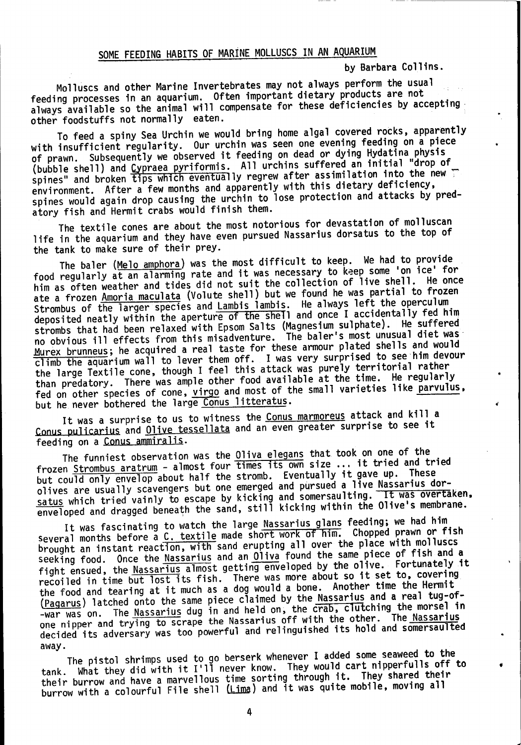## SOME FEEDING HABITS OF MARINE MOLLUSCS IN AN AQUARIUM

by Barbara Collins.

Molluscs and other Marine Invertebrates may not always perform the usual feeding processes in an aquarium. Often important dietary products are not always available so the animal will compensate for these deficiencies by accepting other foodstuffs not normally eaten.

To feed a spiny Sea Urchin we would bring home algal covered rocks, apparently with insufficient regularity. Our urchin was seen one evening feeding on a piece of prawn. Subsequently we observed it feeding on dead or dying Hydatina physis (bubble shell) and Cypraea pyriformis. All urchins suffered an initial "drop of spines" and broken tips which eventually regrew after assimilation into the new environment. After a few months and apparently with this dietary deficiency, spines would again drop causing the urchin to lose protection and attacks by predatory fish and Hermit crabs would finish them.

The textile cones are about the most notorious for devastation of molluscan life in the aquarium and they have even pursued Nassarius dorsatus to the top of the tank to make sure of their prey.

The baler (Melo amphora) was the most difficult to keep. We had to provide food regularly at an alarming rate and it was necessary to keep some 'on ice' for him as often weather and tides did not suit the collection of live shell. He once ate a frozen Amoria maculata (Volute shell) but we found he was partial to frozen Strombus of the larger species and Lambis lambis. He always left the operculum deposited neatly within the aperture of the shell and once I accidentally fed him strombs that had been relaxed with Epsom Salts (Magnesium sulphate). He suffered no obvious ill effects from this misadventure. The baler's most unusual diet was Murex brunneus; he acquired a real taste for these armour plated shells and would climb the aquarium wall to lever them off. I was very surprised to see him devour the large Textile cone, though I feel this attack was purely territorial rather than predatory. There was ample other food available at the time. He regularly fed on other species of cone, virgo and most of the small varieties like parvulus, but he never bothered the large Conus litteratus.

It was a surprise to us to witness the Conus marmoreus attack and kill a Conus pulicarius and Olive tessellata and an even greater surprise to see it feeding on a Conus ammiralis.

The funniest observation was the Oliva elegans that took on one of the frozen Strombus aratrum - almost four times its own size ... it tried and tried but could only envelop about half the stromb. Eventually it gave up. These olives are usually scavengers but one emerged and pursued a live Nassarius dorsatus which tried vainly to escape by kicking and somersaulting. It was overtaken, enveloped and dragged beneath the sand, still kicking within the Olive's membrane.

It was fascinating to watch the large Nassarius glans feeding; we had him several months before a C. textile made short work of him. Chopped prawn or fish brought an instant reaction, with sand erupting all over the place with molluscs seeking food. Once the Nassarius and an Oliva found the same piece of fish and a fight ensued, the Nassarius almost getting enveloped by the olive. Fortunately it recoiled in time but lost its fish. There was more about so it set to, covering the food and tearing at it much as a dog would a bone. Another time the Hermit (Pagarus) latched onto the same piece claimed by the Nassarius and a real tug-of--war was on. The Nassarius dug in and held on, the crab, clutching the morsel in one nipper and trying to scrape the Nassarius off with the other. The Nassarius decided its adversary was too powerful and relinquished its hold and somersaulted away.

The pistol shrimps used to go berserk whenever I added some seaweed to the tank. What they did with it I'll never know. They would cart nipperfulls off to their burrow and have a marvellous time sorting through it. They shared their burrow with a colourful File shell (Lima) and it was quite mobile, moving all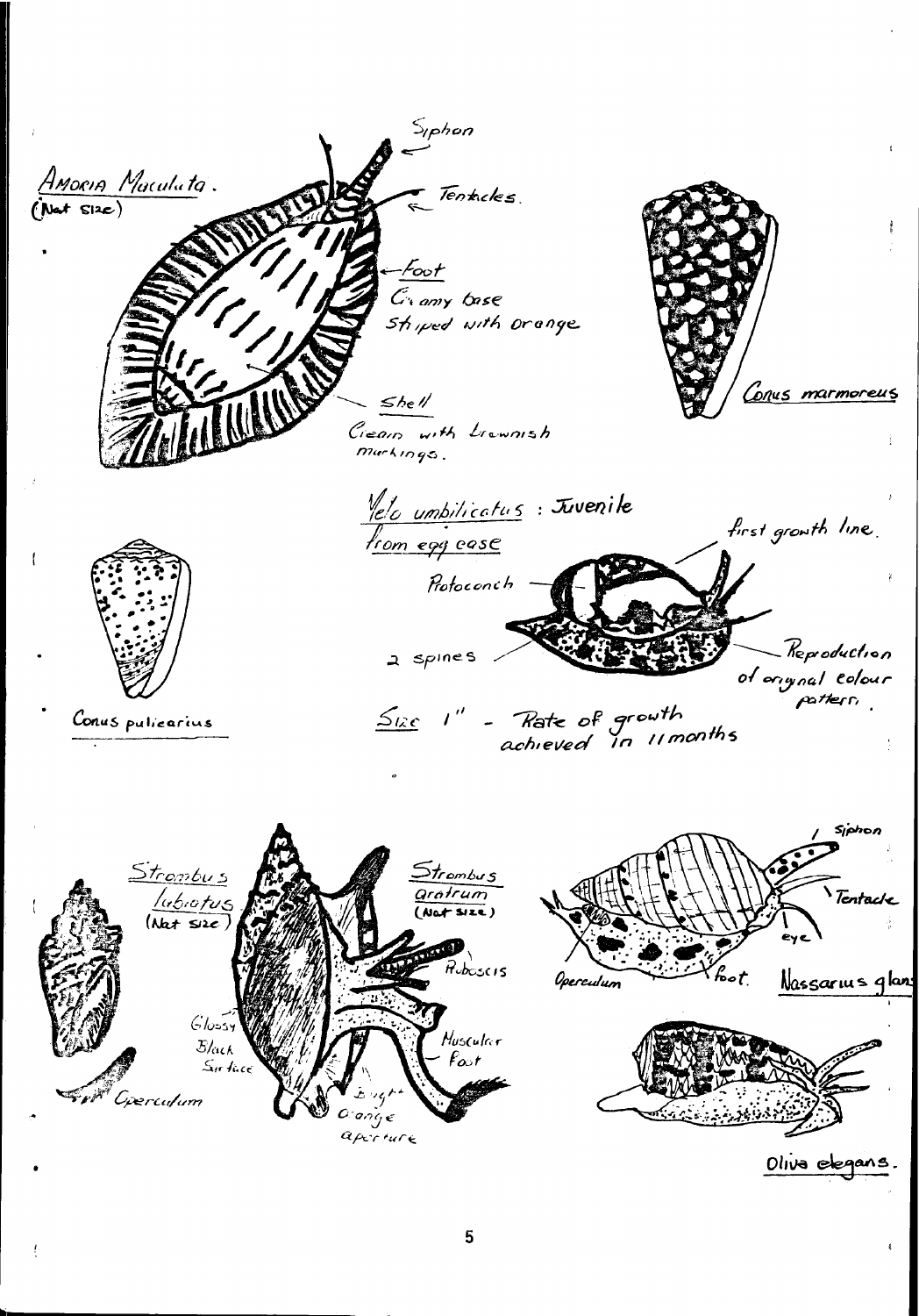AMORIA Maculata.
(Nat size)

Siphon

Tentacles.

Foot
Creamy base
Striped with orange

Shell
Cream with brownish
markings.

Conus marmoreus

Conus pulicarius

Melo umbilicatus : Juvenile
from egg case

first growth line.

Protoconch

2 spines

Reproduction
of original colour
pattern.

Size 1" - Rate of growth
achieved in 11 months

Strombus
labiatus
(Nat size)

Operculum

Glossy
Black
Surface

Strombus
gratrum
(Nat size)

Proboscis

Muscular
Foot

Bright
Orange
aperture

Siphon

Tentacle

eye

Operculum

foot.

Nassarius glans

Olive elegans.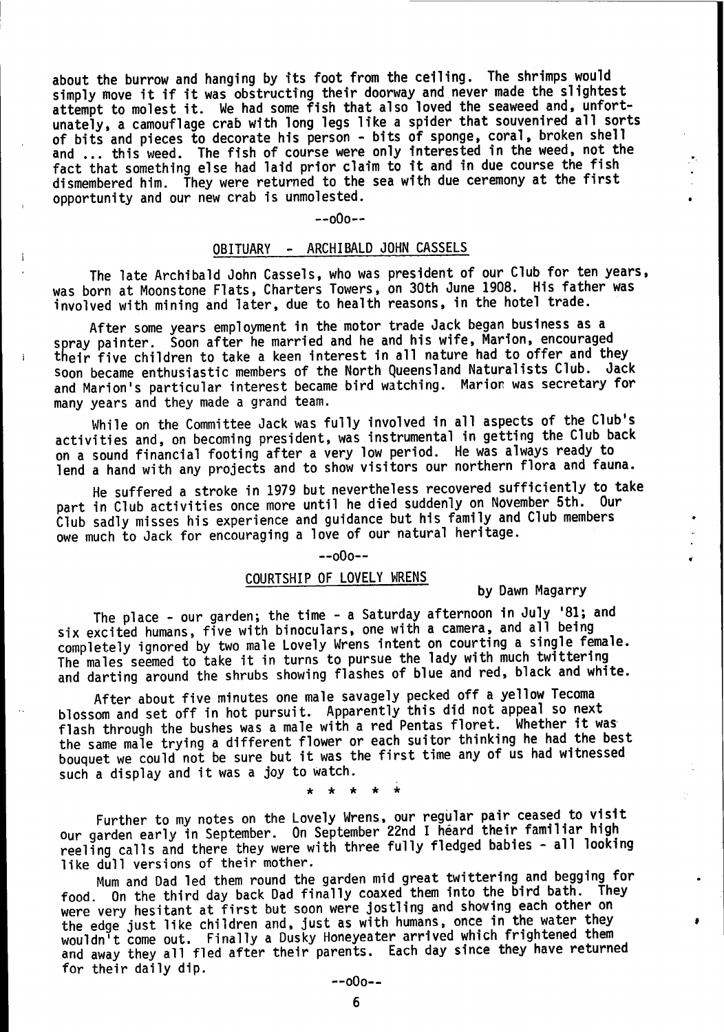about the burrow and hanging by its foot from the ceiling. The shrimps would simply move it if it was obstructing their doorway and never made the slightest attempt to molest it. We had some fish that also loved the seaweed and, unfortunately, a camouflage crab with long legs like a spider that souvenired all sorts of bits and pieces to decorate his person - bits of sponge, coral, broken shell and ... this weed. The fish of course were only interested in the weed, not the fact that something else had laid prior claim to it and in due course the fish dismembered him. They were returned to the sea with due ceremony at the first opportunity and our new crab is unmolested.

--oOo--

## OBITUARY - ARCHIBALD JOHN CASSELS

The late Archibald John Cassels, who was president of our Club for ten years, was born at Moonstone Flats, Charters Towers, on 30th June 1908. His father was involved with mining and later, due to health reasons, in the hotel trade.

After some years employment in the motor trade Jack began business as a spray painter. Soon after he married and he and his wife, Marion, encouraged their five children to take a keen interest in all nature had to offer and they soon became enthusiastic members of the North Queensland Naturalists Club. Jack and Marion's particular interest became bird watching. Marion was secretary for many years and they made a grand team.

While on the Committee Jack was fully involved in all aspects of the Club's activities and, on becoming president, was instrumental in getting the Club back on a sound financial footing after a very low period. He was always ready to lend a hand with any projects and to show visitors our northern flora and fauna.

He suffered a stroke in 1979 but nevertheless recovered sufficiently to take part in Club activities once more until he died suddenly on November 5th. Our Club sadly misses his experience and guidance but his family and Club members owe much to Jack for encouraging a love of our natural heritage.

--oOo--

## COURTSHIP OF LOVELY WRENS

by Dawn Magarry

The place - our garden; the time - a Saturday afternoon in July '81; and six excited humans, five with binoculars, one with a camera, and all being completely ignored by two male Lovely Wrens intent on courting a single female. The males seemed to take it in turns to pursue the lady with much twittering and darting around the shrubs showing flashes of blue and red, black and white.

After about five minutes one male savagely pecked off a yellow Tecoma blossom and set off in hot pursuit. Apparently this did not appeal so next flash through the bushes was a male with a red Pentas floret. Whether it was the same male trying a different flower or each suitor thinking he had the best bouquet we could not be sure but it was the first time any of us had witnessed such a display and it was a joy to watch.

\* \* \* \* \*

Further to my notes on the Lovely Wrens, our regular pair ceased to visit our garden early in September. On September 22nd I heard their familiar high reeling calls and there they were with three fully fledged babies - all looking like dull versions of their mother.

Mum and Dad led them round the garden mid great twittering and begging for food. On the third day back Dad finally coaxed them into the bird bath. They were very hesitant at first but soon were jostling and shoving each other on the edge just like children and, just as with humans, once in the water they wouldn't come out. Finally a Dusky Honeyeater arrived which frightened them and away they all fled after their parents. Each day since they have returned for their daily dip.

--oOo--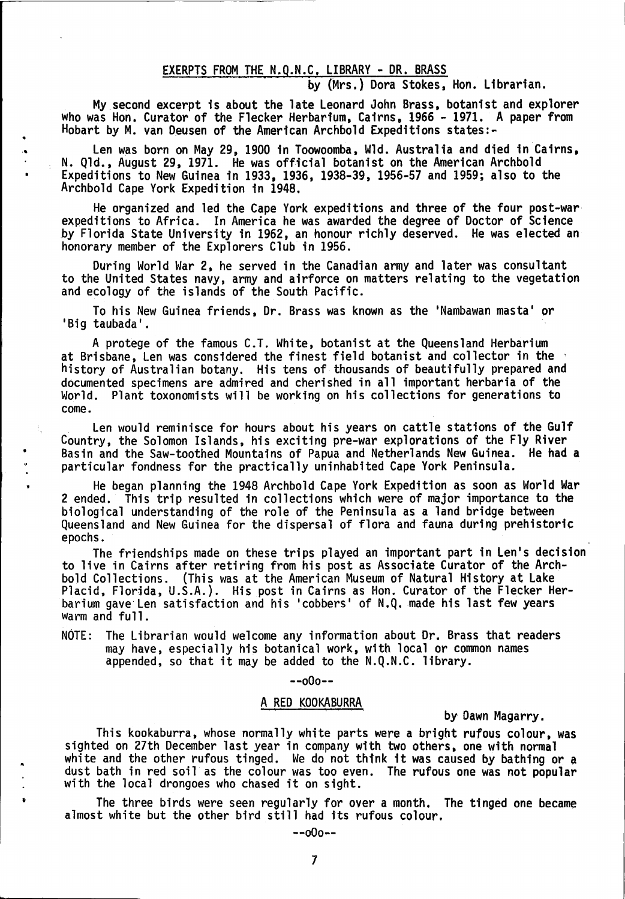## EXERPTS FROM THE N.Q.N.C. LIBRARY - DR. BRASS

by (Mrs.) Dora Stokes, Hon. Librarian.

My second excerpt is about the late Leonard John Brass, botanist and explorer who was Hon. Curator of the Flecker Herbarium, Cairns, 1966 - 1971. A paper from Hobart by M. van Deusen of the American Archbold Expeditions states:-

Len was born on May 29, 1900 in Toowoomba, Wld. Australia and died in Cairns, N. Qld., August 29, 1971. He was official botanist on the American Archbold Expeditions to New Guinea in 1933, 1936, 1938-39, 1956-57 and 1959; also to the Archbold Cape York Expedition in 1948.

He organized and led the Cape York expeditions and three of the four post-war expeditions to Africa. In America he was awarded the degree of Doctor of Science by Florida State University in 1962, an honour richly deserved. He was elected an honorary member of the Explorers Club in 1956.

During World War 2, he served in the Canadian army and later was consultant to the United States navy, army and airforce on matters relating to the vegetation and ecology of the islands of the South Pacific.

To his New Guinea friends, Dr. Brass was known as the 'Nambawan masta' or 'Big taubada'.

A protege of the famous C.T. White, botanist at the Queensland Herbarium at Brisbane, Len was considered the finest field botanist and collector in the history of Australian botany. His tens of thousands of beautifully prepared and documented specimens are admired and cherished in all important herbaria of the World. Plant toxonomists will be working on his collections for generations to come.

Len would reminisce for hours about his years on cattle stations of the Gulf Country, the Solomon Islands, his exciting pre-war explorations of the Fly River Basin and the Saw-toothed Mountains of Papua and Netherlands New Guinea. He had a particular fondness for the practically uninhabited Cape York Peninsula.

He began planning the 1948 Archbold Cape York Expedition as soon as World War 2 ended. This trip resulted in collections which were of major importance to the biological understanding of the role of the Peninsula as a land bridge between Queensland and New Guinea for the dispersal of flora and fauna during prehistoric epochs.

The friendships made on these trips played an important part in Len's decision to live in Cairns after retiring from his post as Associate Curator of the Archbold Collections. (This was at the American Museum of Natural History at Lake Placid, Florida, U.S.A.). His post in Cairns as Hon. Curator of the Flecker Herbarium gave Len satisfaction and his 'cobbers' of N.Q. made his last few years warm and full.

NOTE: The Librarian would welcome any information about Dr. Brass that readers may have, especially his botanical work, with local or common names appended, so that it may be added to the N.Q.N.C. library.

--oOo--

## A RED KOOKABURRA

by Dawn Magarry.

This kookaburra, whose normally white parts were a bright rufous colour, was sighted on 27th December last year in company with two others, one with normal white and the other rufous tinged. We do not think it was caused by bathing or a dust bath in red soil as the colour was too even. The rufous one was not popular with the local drongoes who chased it on sight.

The three birds were seen regularly for over a month. The tinged one became almost white but the other bird still had its rufous colour.

--oOo--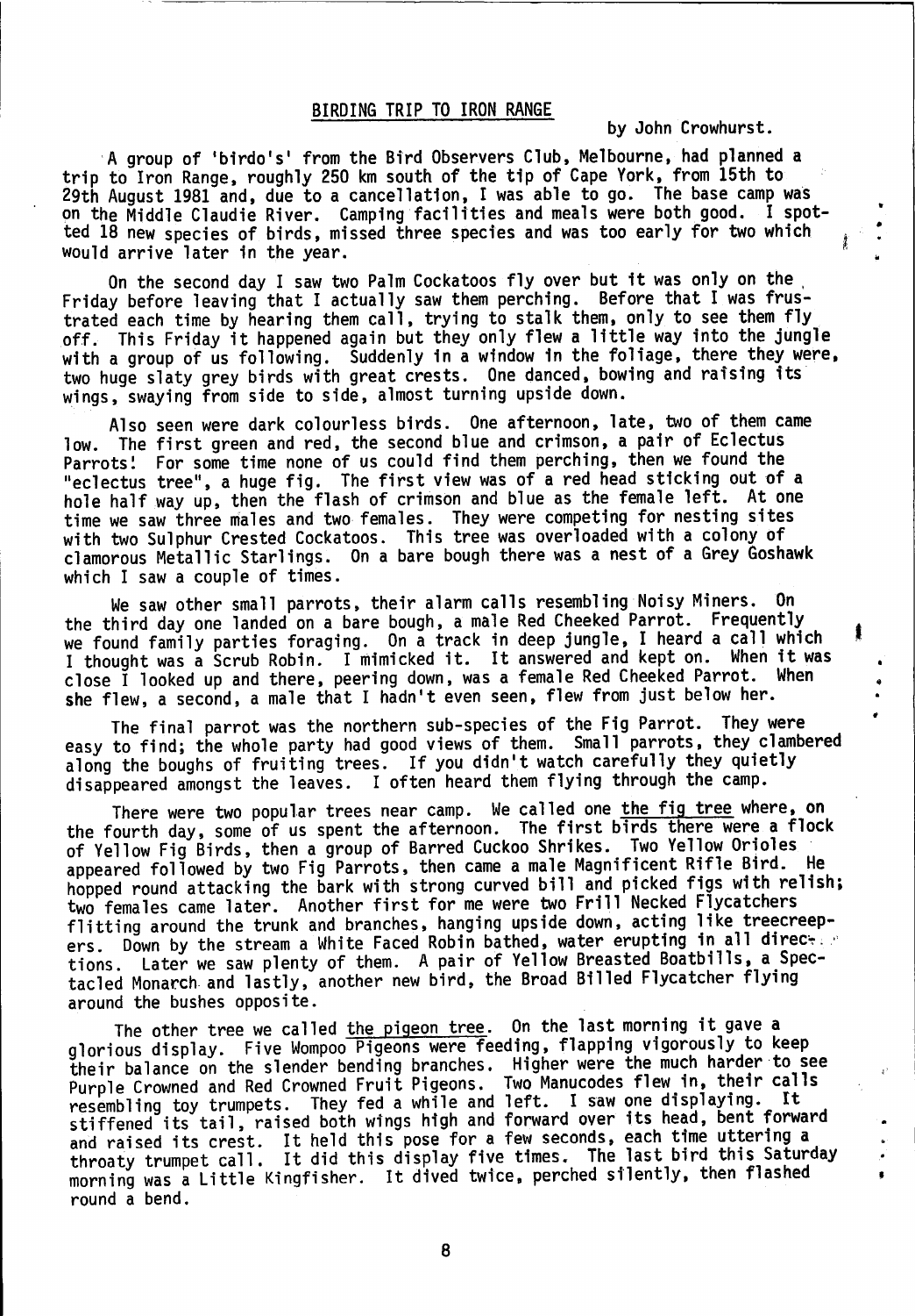## BIRDING TRIP TO IRON RANGE

by John Crowhurst.

A group of 'birdo's' from the Bird Observers Club, Melbourne, had planned a trip to Iron Range, roughly 250 km south of the tip of Cape York, from 15th to 29th August 1981 and, due to a cancellation, I was able to go. The base camp was on the Middle Claudie River. Camping facilities and meals were both good. I spotted 18 new species of birds, missed three species and was too early for two which would arrive later in the year.

On the second day I saw two Palm Cockatoos fly over but it was only on the Friday before leaving that I actually saw them perching. Before that I was frustrated each time by hearing them call, trying to stalk them, only to see them fly off. This Friday it happened again but they only flew a little way into the jungle with a group of us following. Suddenly in a window in the foliage, there they were, two huge slaty grey birds with great crests. One danced, bowing and raising its wings, swaying from side to side, almost turning upside down.

Also seen were dark colourless birds. One afternoon, late, two of them came low. The first green and red, the second blue and crimson, a pair of Eclectus Parrots! For some time none of us could find them perching, then we found the "eclectus tree", a huge fig. The first view was of a red head sticking out of a hole half way up, then the flash of crimson and blue as the female left. At one time we saw three males and two females. They were competing for nesting sites with two Sulphur Crested Cockatoos. This tree was overloaded with a colony of clamorous Metallic Starlings. On a bare bough there was a nest of a Grey Goshawk which I saw a couple of times.

We saw other small parrots, their alarm calls resembling Noisy Miners. On the third day one landed on a bare bough, a male Red Cheeked Parrot. Frequently we found family parties foraging. On a track in deep jungle, I heard a call which I thought was a Scrub Robin. I mimicked it. It answered and kept on. When it was close I looked up and there, peering down, was a female Red Cheeked Parrot. When she flew, a second, a male that I hadn't even seen, flew from just below her.

The final parrot was the northern sub-species of the Fig Parrot. They were easy to find; the whole party had good views of them. Small parrots, they clambered along the boughs of fruiting trees. If you didn't watch carefully they quietly disappeared amongst the leaves. I often heard them flying through the camp.

There were two popular trees near camp. We called one the fig tree where, on the fourth day, some of us spent the afternoon. The first birds there were a flock of Yellow Fig Birds, then a group of Barred Cuckoo Shrikes. Two Yellow Orioles appeared followed by two Fig Parrots, then came a male Magnificent Rifle Bird. He hopped round attacking the bark with strong curved bill and picked figs with relish; two females came later. Another first for me were two Frill Necked Flycatchers flitting around the trunk and branches, hanging upside down, acting like treecreepers. Down by the stream a White Faced Robin bathed, water erupting in all directions. Later we saw plenty of them. A pair of Yellow Breasted Boatbills, a Spectacled Monarch and lastly, another new bird, the Broad Billed Flycatcher flying around the bushes opposite.

The other tree we called the pigeon tree. On the last morning it gave a glorious display. Five Wompoo Pigeons were feeding, flapping vigorously to keep their balance on the slender bending branches. Higher were the much harder to see Purple Crowned and Red Crowned Fruit Pigeons. Two Manucodes flew in, their calls resembling toy trumpets. They fed a while and left. I saw one displaying. It stiffened its tail, raised both wings high and forward over its head, bent forward and raised its crest. It held this pose for a few seconds, each time uttering a throaty trumpet call. It did this display five times. The last bird this Saturday morning was a Little Kingfisher. It dived twice, perched silently, then flashed round a bend.